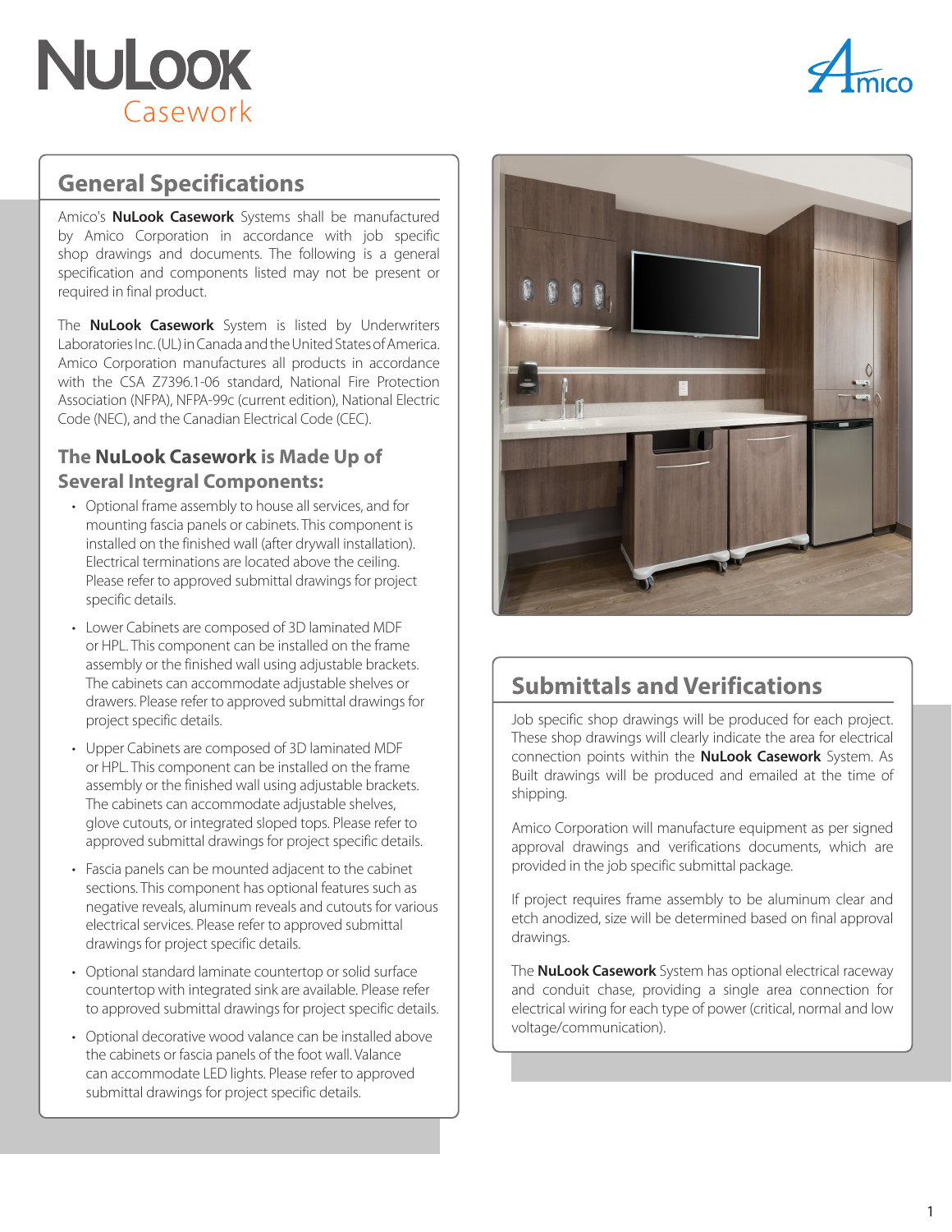# NuLook Casework

## General Specifications

Amico's **NuLook Casework** Systems shall be manufactured by Amico Corporation in accordance with job specific shop drawings and documents. The following is a general specification and components listed may not be present or required in final product.

The **NuLook Casework** System is listed by Underwriters Laboratories Inc. (UL) in Canada and the United States of America. Amico Corporation manufactures all products in accordance with the CSA Z7396.1-06 standard, National Fire Protection Association (NFPA), NFPA-99c (current edition), National Electric Code (NEC), and the Canadian Electrical Code (CEC).

### The NuLook Casework is Made Up of Several Integral Components:

- Optional frame assembly to house all services, and for mounting fascia panels or cabinets. This component is installed on the finished wall (after drywall installation). Electrical terminations are located above the ceiling. Please refer to approved submittal drawings for project specific details.
- Lower Cabinets are composed of 3D laminated MDF or HPL. This component can be installed on the frame assembly or the finished wall using adjustable brackets. The cabinets can accommodate adjustable shelves or drawers. Please refer to approved submittal drawings for project specific details.
- Upper Cabinets are composed of 3D laminated MDF or HPL. This component can be installed on the frame assembly or the finished wall using adjustable brackets. The cabinets can accommodate adjustable shelves, glove cutouts, or integrated sloped tops. Please refer to approved submittal drawings for project specific details.
- Fascia panels can be mounted adjacent to the cabinet sections. This component has optional features such as negative reveals, aluminum reveals and cutouts for various electrical services. Please refer to approved submittal drawings for project specific details.
- Optional standard laminate countertop or solid surface countertop with integrated sink are available. Please refer to approved submittal drawings for project specific details.
- Optional decorative wood valance can be installed above the cabinets or fascia panels of the foot wall. Valance can accommodate LED lights. Please refer to approved submittal drawings for project specific details.

## Submittals and Verifications

Job specific shop drawings will be produced for each project. These shop drawings will clearly indicate the area for electrical connection points within the **NuLook Casework** System. As Built drawings will be produced and emailed at the time of shipping.

Amico Corporation will manufacture equipment as per signed approval drawings and verifications documents, which are provided in the job specific submittal package.

If project requires frame assembly to be aluminum clear and etch anodized, size will be determined based on final approval drawings.

The **NuLook Casework** System has optional electrical raceway and conduit chase, providing a single area connection for electrical wiring for each type of power (critical, normal and low voltage/communication).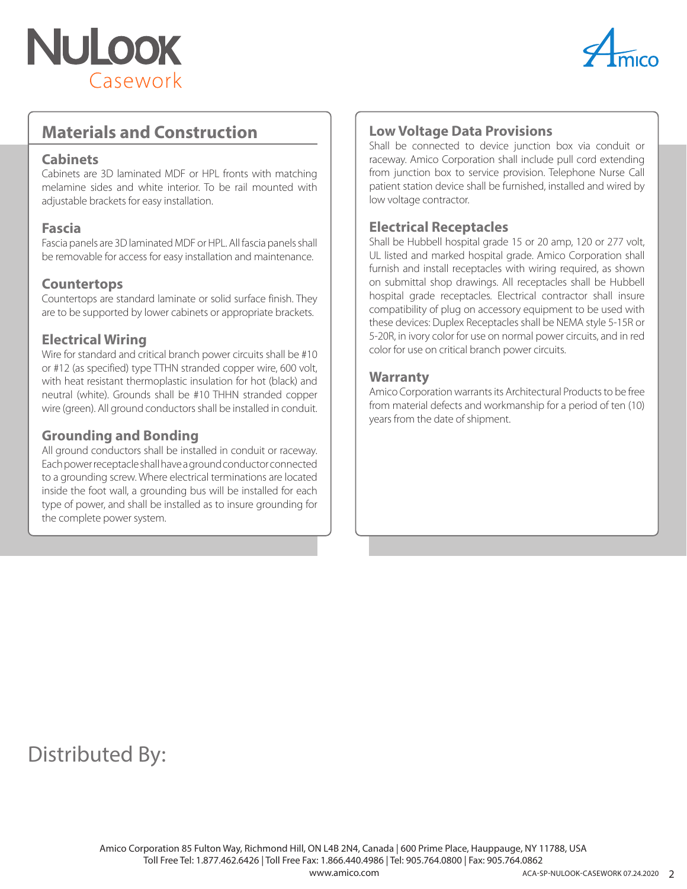NuLook Casework

Amico

## Materials and Construction

### Cabinets

Cabinets are 3D laminated MDF or HPL fronts with matching melamine sides and white interior. To be rail mounted with adjustable brackets for easy installation.

### Fascia

Fascia panels are 3D laminated MDF or HPL. All fascia panels shall be removable for access for easy installation and maintenance.

### Countertops

Countertops are standard laminate or solid surface finish. They are to be supported by lower cabinets or appropriate brackets.

### Electrical Wiring

Wire for standard and critical branch power circuits shall be #10 or #12 (as specified) type TTHN stranded copper wire, 600 volt, with heat resistant thermoplastic insulation for hot (black) and neutral (white). Grounds shall be #10 THHN stranded copper wire (green). All ground conductors shall be installed in conduit.

### Grounding and Bonding

All ground conductors shall be installed in conduit or raceway. Each power receptacle shall have a ground conductor connected to a grounding screw. Where electrical terminations are located inside the foot wall, a grounding bus will be installed for each type of power, and shall be installed as to insure grounding for the complete power system.

### Low Voltage Data Provisions

Shall be connected to device junction box via conduit or raceway. Amico Corporation shall include pull cord extending from junction box to service provision. Telephone Nurse Call patient station device shall be furnished, installed and wired by low voltage contractor.

### Electrical Receptacles

Shall be Hubbell hospital grade 15 or 20 amp, 120 or 277 volt, UL listed and marked hospital grade. Amico Corporation shall furnish and install receptacles with wiring required, as shown on submittal shop drawings. All receptacles shall be Hubbell hospital grade receptacles. Electrical contractor shall insure compatibility of plug on accessory equipment to be used with these devices: Duplex Receptacles shall be NEMA style 5-15R or 5-20R, in ivory color for use on normal power circuits, and in red color for use on critical branch power circuits.

### Warranty

Amico Corporation warrants its Architectural Products to be free from material defects and workmanship for a period of ten (10) years from the date of shipment.

Distributed By:

Amico Corporation 85 Fulton Way, Richmond Hill, ON L4B 2N4, Canada | 600 Prime Place, Hauppauge, NY 11788, USA
Toll Free Tel: 1.877.462.6426 | Toll Free Fax: 1.866.440.4986 | Tel: 905.764.0800 | Fax: 905.764.0862
www.amico.com

ACA-SP-NULOOK-CASEWORK 07.24.2020